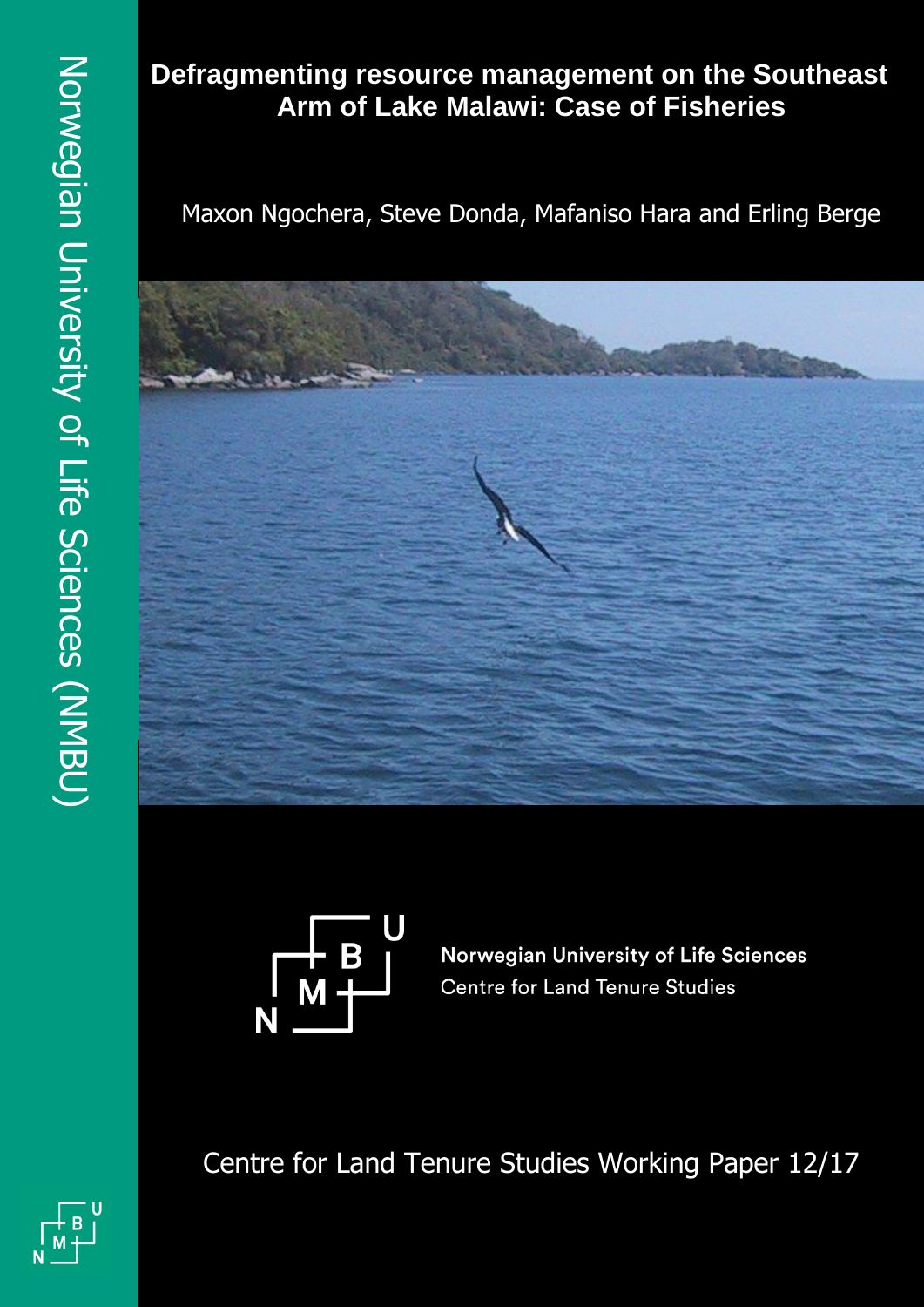# Defragmenting resource management on the Southeast Arm of Lake Malawi: Case of Fisheries

Maxon Ngochera, Steve Donda, Mafaniso Hara and Erling Berge

Norwegian University of Life Sciences
Centre for Land Tenure Studies

Centre for Land Tenure Studies Working Paper 12/17

Norwegian University of Life Sciences (NMBU)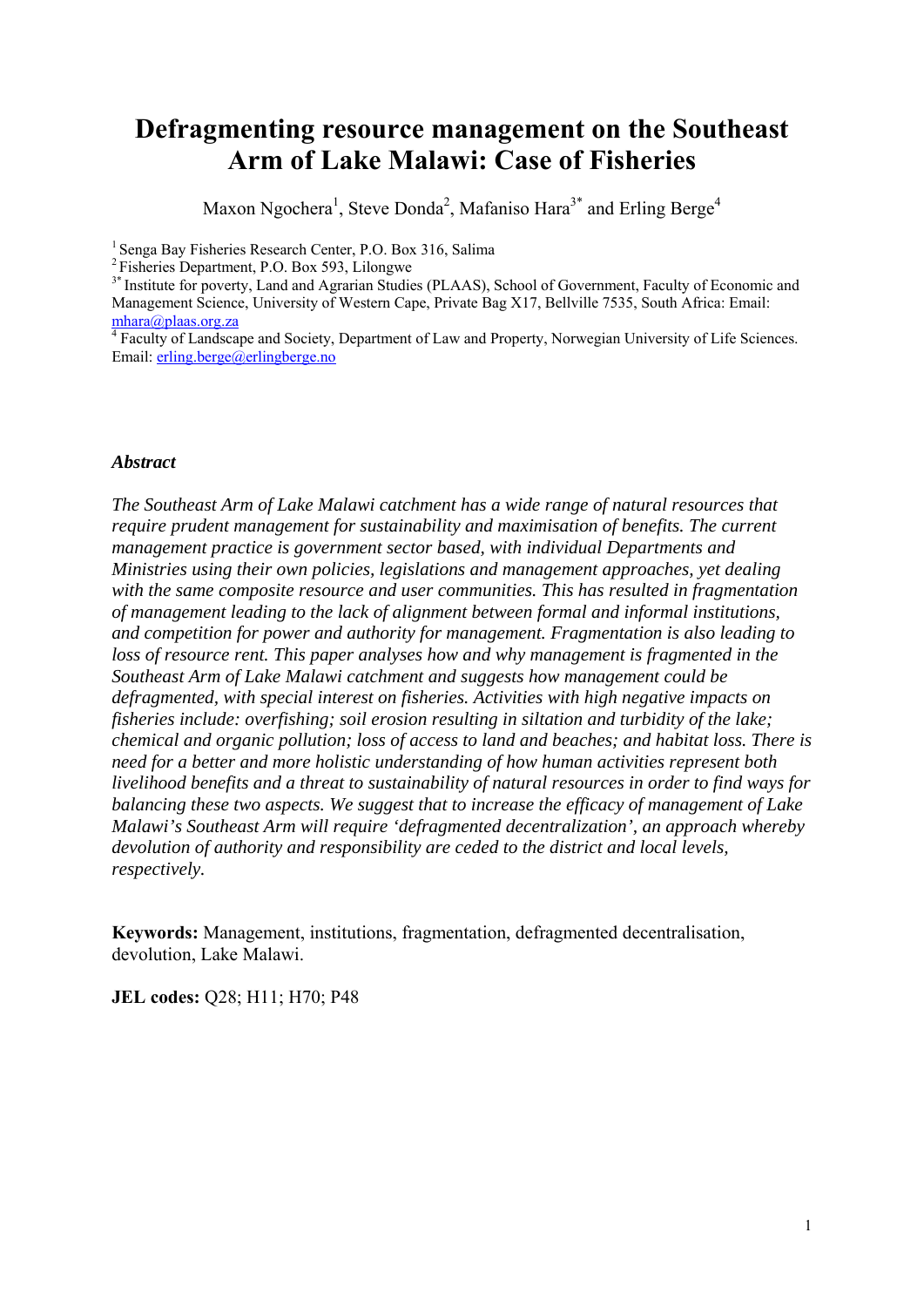# Defragmenting resource management on the Southeast Arm of Lake Malawi: Case of Fisheries

Maxon Ngochera[1], Steve Donda[2], Mafaniso Hara[3*] and Erling Berge[4]

[1] Senga Bay Fisheries Research Center, P.O. Box 316, Salima
[2] Fisheries Department, P.O. Box 593, Lilongwe
[3*] Institute for poverty, Land and Agrarian Studies (PLAAS), School of Government, Faculty of Economic and Management Science, University of Western Cape, Private Bag X17, Bellville 7535, South Africa: Email: mhara@plaas.org.za
[4] Faculty of Landscape and Society, Department of Law and Property, Norwegian University of Life Sciences. Email: erling.berge@erlingberge.no

### *Abstract*

*The Southeast Arm of Lake Malawi catchment has a wide range of natural resources that require prudent management for sustainability and maximisation of benefits. The current management practice is government sector based, with individual Departments and Ministries using their own policies, legislations and management approaches, yet dealing with the same composite resource and user communities. This has resulted in fragmentation of management leading to the lack of alignment between formal and informal institutions, and competition for power and authority for management. Fragmentation is also leading to loss of resource rent. This paper analyses how and why management is fragmented in the Southeast Arm of Lake Malawi catchment and suggests how management could be defragmented, with special interest on fisheries. Activities with high negative impacts on fisheries include: overfishing; soil erosion resulting in siltation and turbidity of the lake; chemical and organic pollution; loss of access to land and beaches; and habitat loss. There is need for a better and more holistic understanding of how human activities represent both livelihood benefits and a threat to sustainability of natural resources in order to find ways for balancing these two aspects. We suggest that to increase the efficacy of management of Lake Malawi's Southeast Arm will require 'defragmented decentralization', an approach whereby devolution of authority and responsibility are ceded to the district and local levels, respectively.*

**Keywords:** Management, institutions, fragmentation, defragmented decentralisation, devolution, Lake Malawi.

**JEL codes:** Q28; H11; H70; P48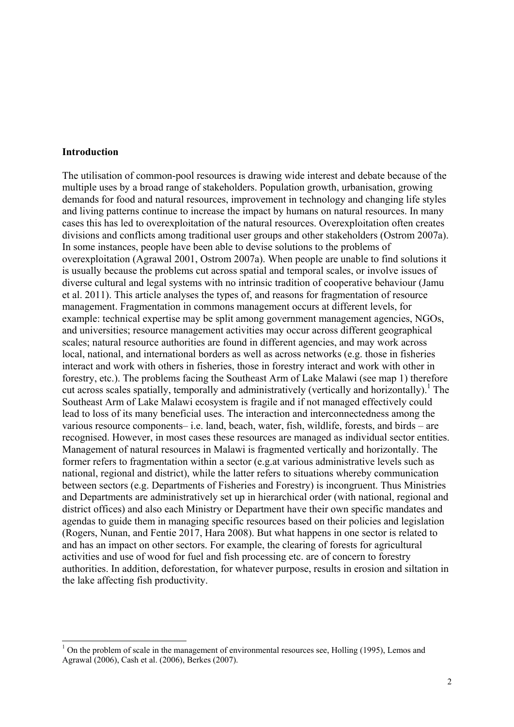## Introduction

The utilisation of common-pool resources is drawing wide interest and debate because of the multiple uses by a broad range of stakeholders. Population growth, urbanisation, growing demands for food and natural resources, improvement in technology and changing life styles and living patterns continue to increase the impact by humans on natural resources. In many cases this has led to overexploitation of the natural resources. Overexploitation often creates divisions and conflicts among traditional user groups and other stakeholders (Ostrom 2007a). In some instances, people have been able to devise solutions to the problems of overexploitation (Agrawal 2001, Ostrom 2007a). When people are unable to find solutions it is usually because the problems cut across spatial and temporal scales, or involve issues of diverse cultural and legal systems with no intrinsic tradition of cooperative behaviour (Jamu et al. 2011). This article analyses the types of, and reasons for fragmentation of resource management. Fragmentation in commons management occurs at different levels, for example: technical expertise may be split among government management agencies, NGOs, and universities; resource management activities may occur across different geographical scales; natural resource authorities are found in different agencies, and may work across local, national, and international borders as well as across networks (e.g. those in fisheries interact and work with others in fisheries, those in forestry interact and work with other in forestry, etc.). The problems facing the Southeast Arm of Lake Malawi (see map 1) therefore cut across scales spatially, temporally and administratively (vertically and horizontally).[1] The Southeast Arm of Lake Malawi ecosystem is fragile and if not managed effectively could lead to loss of its many beneficial uses. The interaction and interconnectedness among the various resource components– i.e. land, beach, water, fish, wildlife, forests, and birds – are recognised. However, in most cases these resources are managed as individual sector entities. Management of natural resources in Malawi is fragmented vertically and horizontally. The former refers to fragmentation within a sector (e.g.at various administrative levels such as national, regional and district), while the latter refers to situations whereby communication between sectors (e.g. Departments of Fisheries and Forestry) is incongruent. Thus Ministries and Departments are administratively set up in hierarchical order (with national, regional and district offices) and also each Ministry or Department have their own specific mandates and agendas to guide them in managing specific resources based on their policies and legislation (Rogers, Nunan, and Fentie 2017, Hara 2008). But what happens in one sector is related to and has an impact on other sectors. For example, the clearing of forests for agricultural activities and use of wood for fuel and fish processing etc. are of concern to forestry authorities. In addition, deforestation, for whatever purpose, results in erosion and siltation in the lake affecting fish productivity.

[1] On the problem of scale in the management of environmental resources see, Holling (1995), Lemos and Agrawal (2006), Cash et al. (2006), Berkes (2007).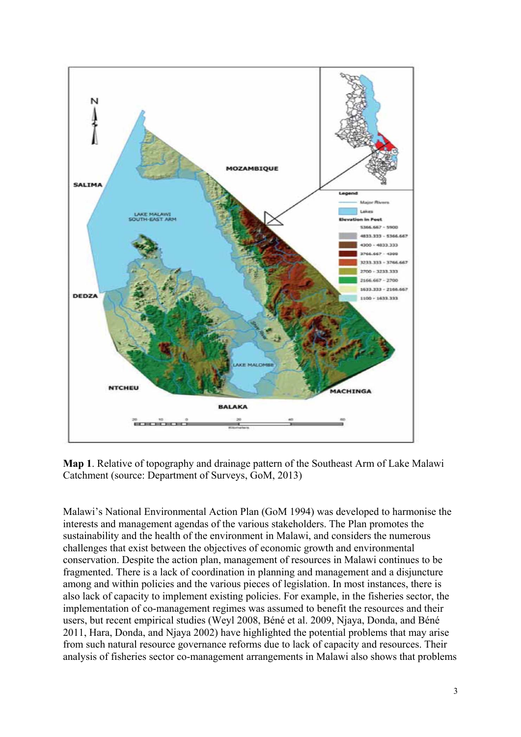**Map 1**. Relative of topography and drainage pattern of the Southeast Arm of Lake Malawi Catchment (source: Department of Surveys, GoM, 2013)

Malawi's National Environmental Action Plan (GoM 1994) was developed to harmonise the interests and management agendas of the various stakeholders. The Plan promotes the sustainability and the health of the environment in Malawi, and considers the numerous challenges that exist between the objectives of economic growth and environmental conservation. Despite the action plan, management of resources in Malawi continues to be fragmented. There is a lack of coordination in planning and management and a disjuncture among and within policies and the various pieces of legislation. In most instances, there is also lack of capacity to implement existing policies. For example, in the fisheries sector, the implementation of co-management regimes was assumed to benefit the resources and their users, but recent empirical studies (Weyl 2008, Béné et al. 2009, Njaya, Donda, and Béné 2011, Hara, Donda, and Njaya 2002) have highlighted the potential problems that may arise from such natural resource governance reforms due to lack of capacity and resources. Their analysis of fisheries sector co-management arrangements in Malawi also shows that problems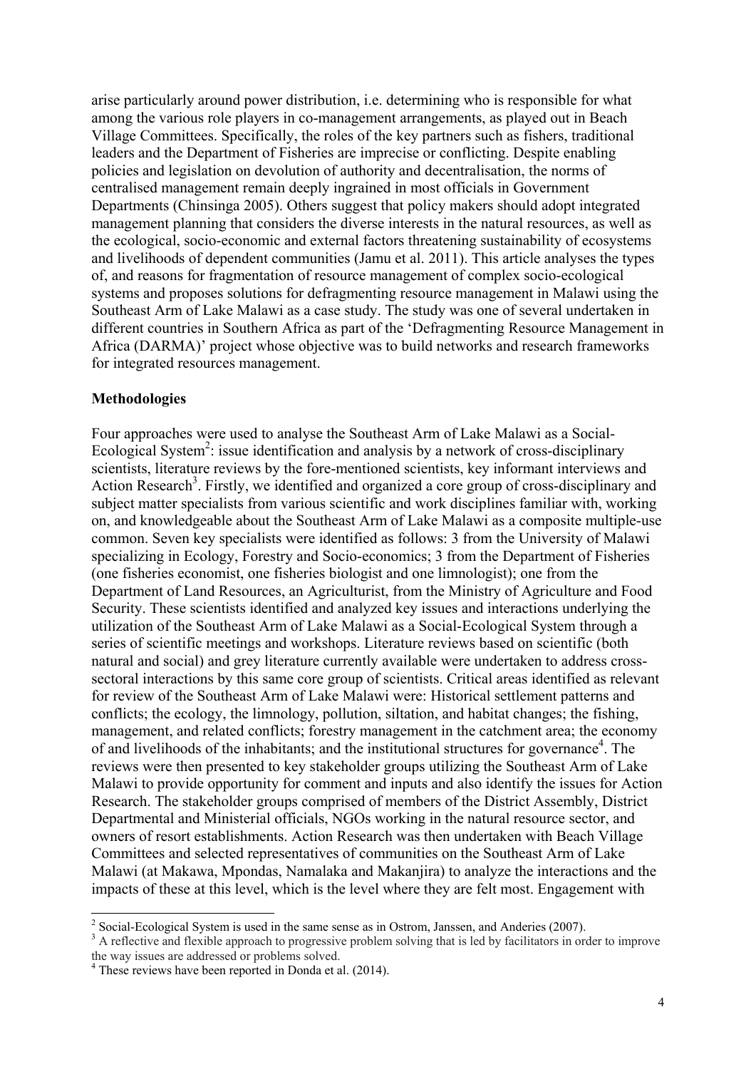arise particularly around power distribution, i.e. determining who is responsible for what among the various role players in co-management arrangements, as played out in Beach Village Committees. Specifically, the roles of the key partners such as fishers, traditional leaders and the Department of Fisheries are imprecise or conflicting. Despite enabling policies and legislation on devolution of authority and decentralisation, the norms of centralised management remain deeply ingrained in most officials in Government Departments (Chinsinga 2005). Others suggest that policy makers should adopt integrated management planning that considers the diverse interests in the natural resources, as well as the ecological, socio-economic and external factors threatening sustainability of ecosystems and livelihoods of dependent communities (Jamu et al. 2011). This article analyses the types of, and reasons for fragmentation of resource management of complex socio-ecological systems and proposes solutions for defragmenting resource management in Malawi using the Southeast Arm of Lake Malawi as a case study. The study was one of several undertaken in different countries in Southern Africa as part of the 'Defragmenting Resource Management in Africa (DARMA)' project whose objective was to build networks and research frameworks for integrated resources management.

## Methodologies

Four approaches were used to analyse the Southeast Arm of Lake Malawi as a Social-Ecological System[2]: issue identification and analysis by a network of cross-disciplinary scientists, literature reviews by the fore-mentioned scientists, key informant interviews and Action Research[3]. Firstly, we identified and organized a core group of cross-disciplinary and subject matter specialists from various scientific and work disciplines familiar with, working on, and knowledgeable about the Southeast Arm of Lake Malawi as a composite multiple-use common. Seven key specialists were identified as follows: 3 from the University of Malawi specializing in Ecology, Forestry and Socio-economics; 3 from the Department of Fisheries (one fisheries economist, one fisheries biologist and one limnologist); one from the Department of Land Resources, an Agriculturist, from the Ministry of Agriculture and Food Security. These scientists identified and analyzed key issues and interactions underlying the utilization of the Southeast Arm of Lake Malawi as a Social-Ecological System through a series of scientific meetings and workshops. Literature reviews based on scientific (both natural and social) and grey literature currently available were undertaken to address cross-sectoral interactions by this same core group of scientists. Critical areas identified as relevant for review of the Southeast Arm of Lake Malawi were: Historical settlement patterns and conflicts; the ecology, the limnology, pollution, siltation, and habitat changes; the fishing, management, and related conflicts; forestry management in the catchment area; the economy of and livelihoods of the inhabitants; and the institutional structures for governance[4]. The reviews were then presented to key stakeholder groups utilizing the Southeast Arm of Lake Malawi to provide opportunity for comment and inputs and also identify the issues for Action Research. The stakeholder groups comprised of members of the District Assembly, District Departmental and Ministerial officials, NGOs working in the natural resource sector, and owners of resort establishments. Action Research was then undertaken with Beach Village Committees and selected representatives of communities on the Southeast Arm of Lake Malawi (at Makawa, Mpondas, Namalaka and Makanjira) to analyze the interactions and the impacts of these at this level, which is the level where they are felt most. Engagement with

---

[2] Social-Ecological System is used in the same sense as in Ostrom, Janssen, and Anderies (2007).

[3] A reflective and flexible approach to progressive problem solving that is led by facilitators in order to improve the way issues are addressed or problems solved.

[4] These reviews have been reported in Donda et al. (2014).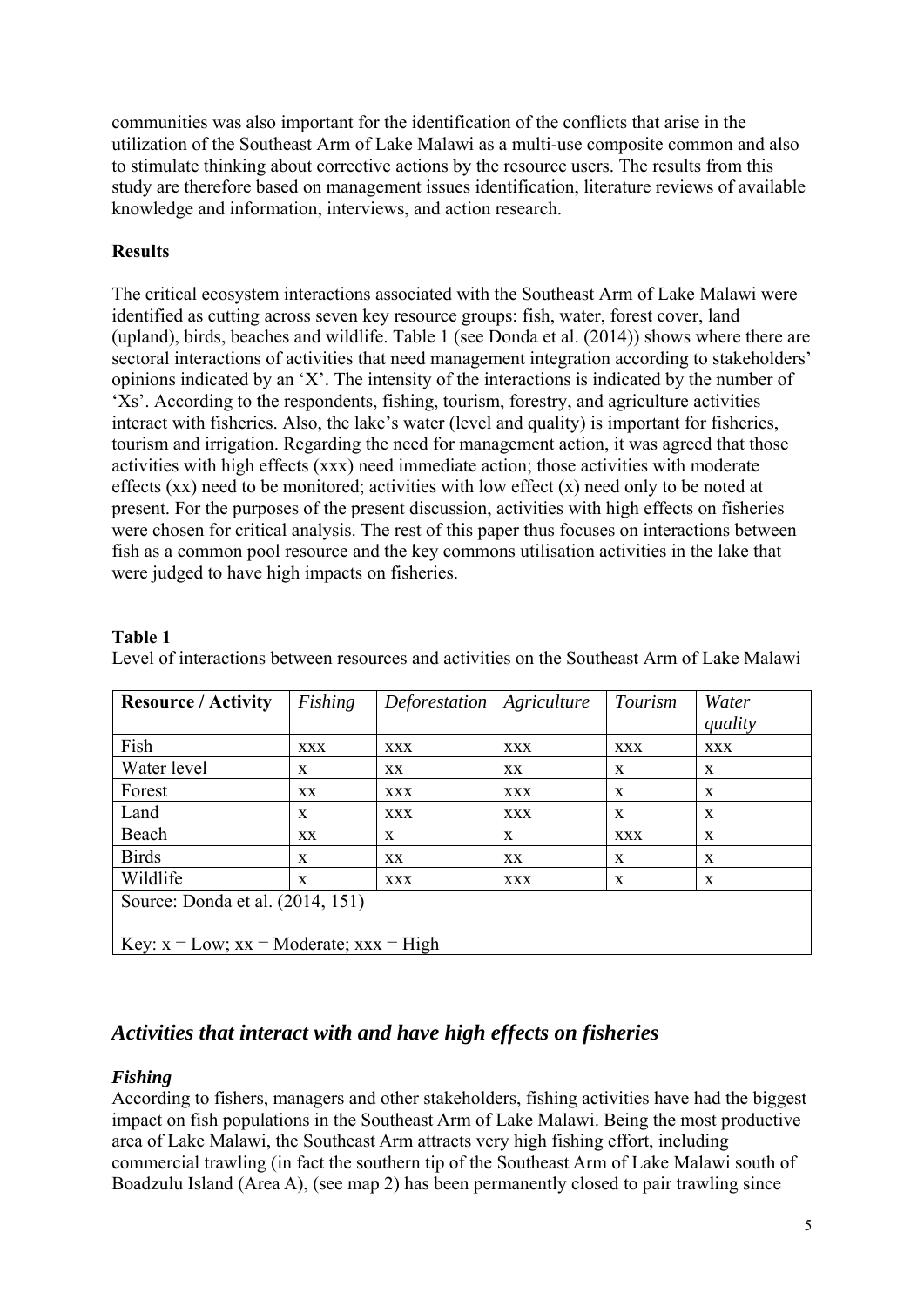communities was also important for the identification of the conflicts that arise in the utilization of the Southeast Arm of Lake Malawi as a multi-use composite common and also to stimulate thinking about corrective actions by the resource users. The results from this study are therefore based on management issues identification, literature reviews of available knowledge and information, interviews, and action research.

**Results**

The critical ecosystem interactions associated with the Southeast Arm of Lake Malawi were identified as cutting across seven key resource groups: fish, water, forest cover, land (upland), birds, beaches and wildlife. Table 1 (see Donda et al. (2014)) shows where there are sectoral interactions of activities that need management integration according to stakeholders' opinions indicated by an 'X'. The intensity of the interactions is indicated by the number of 'Xs'. According to the respondents, fishing, tourism, forestry, and agriculture activities interact with fisheries. Also, the lake's water (level and quality) is important for fisheries, tourism and irrigation. Regarding the need for management action, it was agreed that those activities with high effects (xxx) need immediate action; those activities with moderate effects (xx) need to be monitored; activities with low effect (x) need only to be noted at present. For the purposes of the present discussion, activities with high effects on fisheries were chosen for critical analysis. The rest of this paper thus focuses on interactions between fish as a common pool resource and the key commons utilisation activities in the lake that were judged to have high impacts on fisheries.

**Table 1**

Level of interactions between resources and activities on the Southeast Arm of Lake Malawi

| **Resource / Activity** | *Fishing* | *Deforestation* | *Agriculture* | *Tourism* | *Water quality* |
|---|---|---|---|---|---|
| Fish | xxx | xxx | xxx | xxx | xxx |
| Water level | x | xx | xx | x | x |
| Forest | xx | xxx | xxx | x | x |
| Land | x | xxx | xxx | x | x |
| Beach | xx | x | x | xxx | x |
| Birds | x | xx | xx | x | x |
| Wildlife | x | xxx | xxx | x | x |

Source: Donda et al. (2014, 151)

Key: x = Low; xx = Moderate; xxx = High

## *Activities that interact with and have high effects on fisheries*

### *Fishing*

According to fishers, managers and other stakeholders, fishing activities have had the biggest impact on fish populations in the Southeast Arm of Lake Malawi. Being the most productive area of Lake Malawi, the Southeast Arm attracts very high fishing effort, including commercial trawling (in fact the southern tip of the Southeast Arm of Lake Malawi south of Boadzulu Island (Area A), (see map 2) has been permanently closed to pair trawling since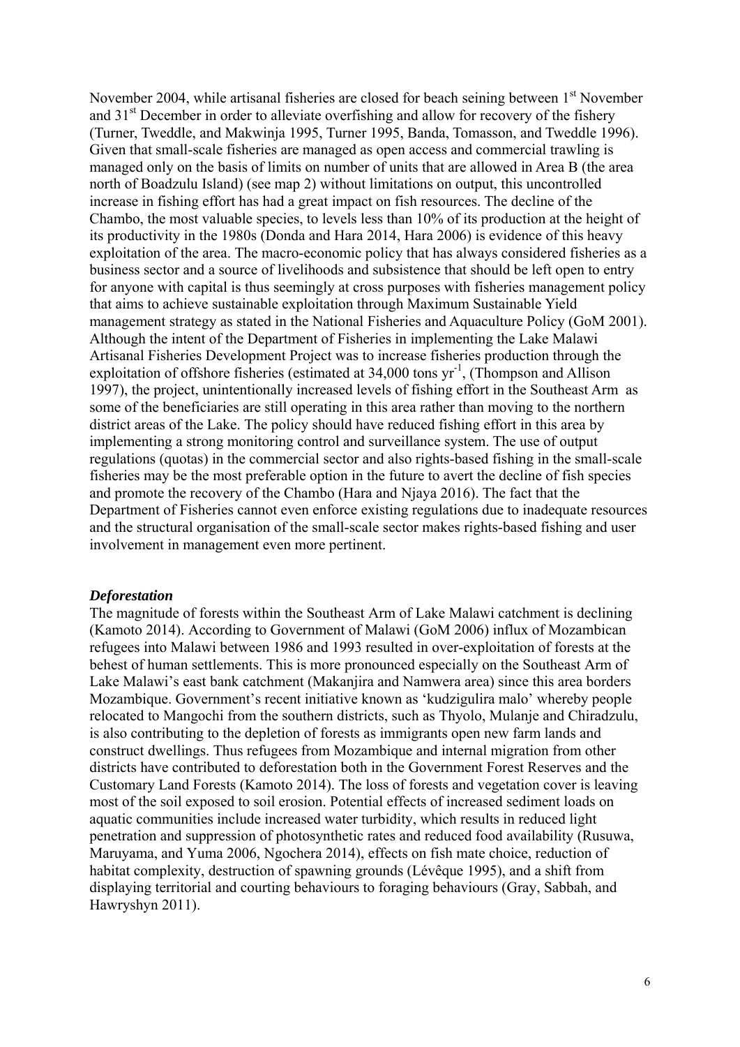November 2004, while artisanal fisheries are closed for beach seining between 1st November and 31st December in order to alleviate overfishing and allow for recovery of the fishery (Turner, Tweddle, and Makwinja 1995, Turner 1995, Banda, Tomasson, and Tweddle 1996). Given that small-scale fisheries are managed as open access and commercial trawling is managed only on the basis of limits on number of units that are allowed in Area B (the area north of Boadzulu Island) (see map 2) without limitations on output, this uncontrolled increase in fishing effort has had a great impact on fish resources. The decline of the Chambo, the most valuable species, to levels less than 10% of its production at the height of its productivity in the 1980s (Donda and Hara 2014, Hara 2006) is evidence of this heavy exploitation of the area. The macro-economic policy that has always considered fisheries as a business sector and a source of livelihoods and subsistence that should be left open to entry for anyone with capital is thus seemingly at cross purposes with fisheries management policy that aims to achieve sustainable exploitation through Maximum Sustainable Yield management strategy as stated in the National Fisheries and Aquaculture Policy (GoM 2001). Although the intent of the Department of Fisheries in implementing the Lake Malawi Artisanal Fisheries Development Project was to increase fisheries production through the exploitation of offshore fisheries (estimated at 34,000 tons $yr^{-1}$, (Thompson and Allison 1997), the project, unintentionally increased levels of fishing effort in the Southeast Arm as some of the beneficiaries are still operating in this area rather than moving to the northern district areas of the Lake. The policy should have reduced fishing effort in this area by implementing a strong monitoring control and surveillance system. The use of output regulations (quotas) in the commercial sector and also rights-based fishing in the small-scale fisheries may be the most preferable option in the future to avert the decline of fish species and promote the recovery of the Chambo (Hara and Njaya 2016). The fact that the Department of Fisheries cannot even enforce existing regulations due to inadequate resources and the structural organisation of the small-scale sector makes rights-based fishing and user involvement in management even more pertinent.

***Deforestation***

The magnitude of forests within the Southeast Arm of Lake Malawi catchment is declining (Kamoto 2014). According to Government of Malawi (GoM 2006) influx of Mozambican refugees into Malawi between 1986 and 1993 resulted in over-exploitation of forests at the behest of human settlements. This is more pronounced especially on the Southeast Arm of Lake Malawi's east bank catchment (Makanjira and Namwera area) since this area borders Mozambique. Government's recent initiative known as 'kudzigulira malo' whereby people relocated to Mangochi from the southern districts, such as Thyolo, Mulanje and Chiradzulu, is also contributing to the depletion of forests as immigrants open new farm lands and construct dwellings. Thus refugees from Mozambique and internal migration from other districts have contributed to deforestation both in the Government Forest Reserves and the Customary Land Forests (Kamoto 2014). The loss of forests and vegetation cover is leaving most of the soil exposed to soil erosion. Potential effects of increased sediment loads on aquatic communities include increased water turbidity, which results in reduced light penetration and suppression of photosynthetic rates and reduced food availability (Rusuwa, Maruyama, and Yuma 2006, Ngochera 2014), effects on fish mate choice, reduction of habitat complexity, destruction of spawning grounds (Lévêque 1995), and a shift from displaying territorial and courting behaviours to foraging behaviours (Gray, Sabbah, and Hawryshyn 2011).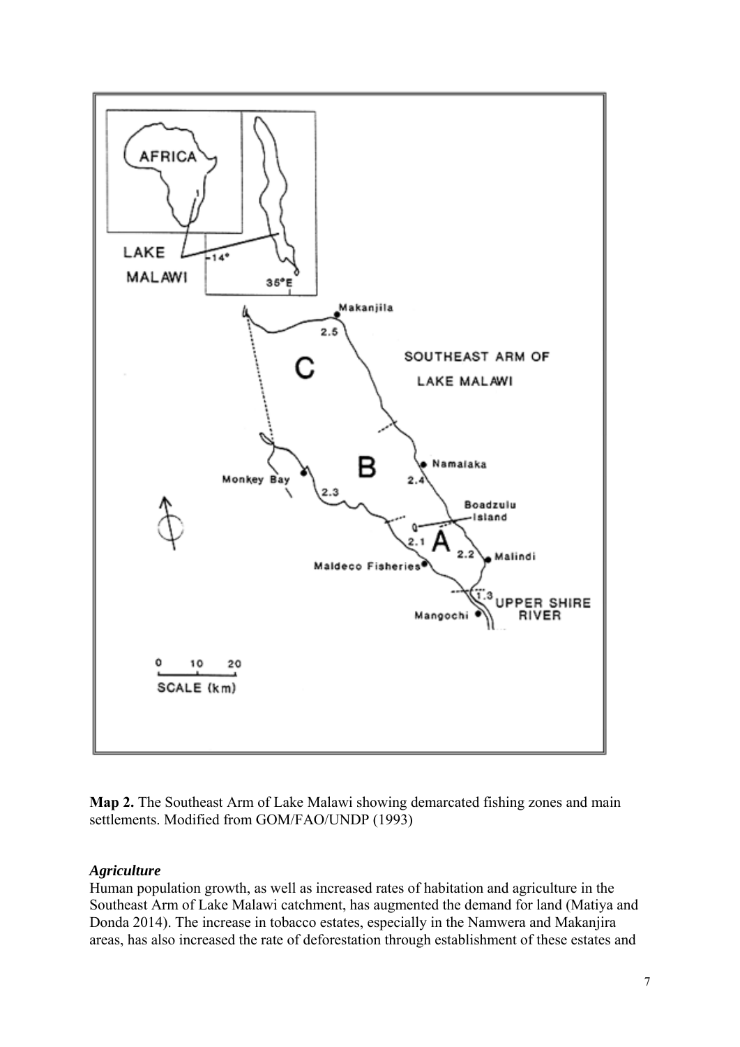**Map 2.** The Southeast Arm of Lake Malawi showing demarcated fishing zones and main settlements. Modified from GOM/FAO/UNDP (1993)

### *Agriculture*

Human population growth, as well as increased rates of habitation and agriculture in the Southeast Arm of Lake Malawi catchment, has augmented the demand for land (Matiya and Donda 2014). The increase in tobacco estates, especially in the Namwera and Makanjira areas, has also increased the rate of deforestation through establishment of these estates and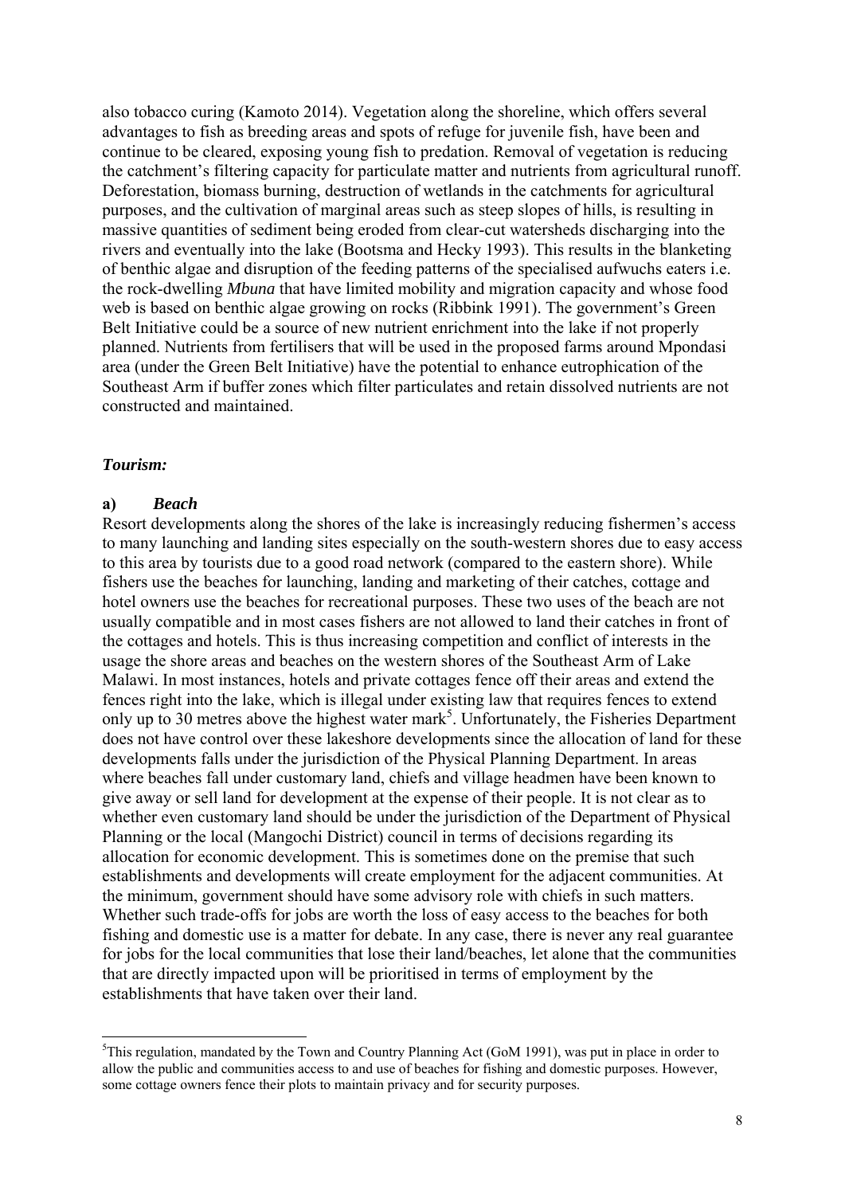also tobacco curing (Kamoto 2014). Vegetation along the shoreline, which offers several advantages to fish as breeding areas and spots of refuge for juvenile fish, have been and continue to be cleared, exposing young fish to predation. Removal of vegetation is reducing the catchment's filtering capacity for particulate matter and nutrients from agricultural runoff. Deforestation, biomass burning, destruction of wetlands in the catchments for agricultural purposes, and the cultivation of marginal areas such as steep slopes of hills, is resulting in massive quantities of sediment being eroded from clear-cut watersheds discharging into the rivers and eventually into the lake (Bootsma and Hecky 1993). This results in the blanketing of benthic algae and disruption of the feeding patterns of the specialised aufwuchs eaters i.e. the rock-dwelling *Mbuna* that have limited mobility and migration capacity and whose food web is based on benthic algae growing on rocks (Ribbink 1991). The government's Green Belt Initiative could be a source of new nutrient enrichment into the lake if not properly planned. Nutrients from fertilisers that will be used in the proposed farms around Mpondasi area (under the Green Belt Initiative) have the potential to enhance eutrophication of the Southeast Arm if buffer zones which filter particulates and retain dissolved nutrients are not constructed and maintained.

### *Tourism:*

**a)** ***Beach***

Resort developments along the shores of the lake is increasingly reducing fishermen's access to many launching and landing sites especially on the south-western shores due to easy access to this area by tourists due to a good road network (compared to the eastern shore). While fishers use the beaches for launching, landing and marketing of their catches, cottage and hotel owners use the beaches for recreational purposes. These two uses of the beach are not usually compatible and in most cases fishers are not allowed to land their catches in front of the cottages and hotels. This is thus increasing competition and conflict of interests in the usage the shore areas and beaches on the western shores of the Southeast Arm of Lake Malawi. In most instances, hotels and private cottages fence off their areas and extend the fences right into the lake, which is illegal under existing law that requires fences to extend only up to 30 metres above the highest water mark[5]. Unfortunately, the Fisheries Department does not have control over these lakeshore developments since the allocation of land for these developments falls under the jurisdiction of the Physical Planning Department. In areas where beaches fall under customary land, chiefs and village headmen have been known to give away or sell land for development at the expense of their people. It is not clear as to whether even customary land should be under the jurisdiction of the Department of Physical Planning or the local (Mangochi District) council in terms of decisions regarding its allocation for economic development. This is sometimes done on the premise that such establishments and developments will create employment for the adjacent communities. At the minimum, government should have some advisory role with chiefs in such matters. Whether such trade-offs for jobs are worth the loss of easy access to the beaches for both fishing and domestic use is a matter for debate. In any case, there is never any real guarantee for jobs for the local communities that lose their land/beaches, let alone that the communities that are directly impacted upon will be prioritised in terms of employment by the establishments that have taken over their land.

---

[5]This regulation, mandated by the Town and Country Planning Act (GoM 1991), was put in place in order to allow the public and communities access to and use of beaches for fishing and domestic purposes. However, some cottage owners fence their plots to maintain privacy and for security purposes.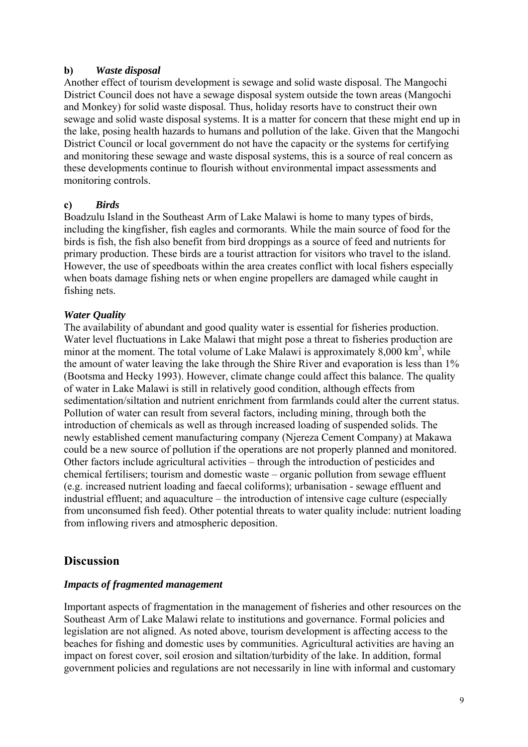**b)** ***Waste disposal***

Another effect of tourism development is sewage and solid waste disposal. The Mangochi District Council does not have a sewage disposal system outside the town areas (Mangochi and Monkey) for solid waste disposal. Thus, holiday resorts have to construct their own sewage and solid waste disposal systems. It is a matter for concern that these might end up in the lake, posing health hazards to humans and pollution of the lake. Given that the Mangochi District Council or local government do not have the capacity or the systems for certifying and monitoring these sewage and waste disposal systems, this is a source of real concern as these developments continue to flourish without environmental impact assessments and monitoring controls.

**c)** ***Birds***

Boadzulu Island in the Southeast Arm of Lake Malawi is home to many types of birds, including the kingfisher, fish eagles and cormorants. While the main source of food for the birds is fish, the fish also benefit from bird droppings as a source of feed and nutrients for primary production. These birds are a tourist attraction for visitors who travel to the island. However, the use of speedboats within the area creates conflict with local fishers especially when boats damage fishing nets or when engine propellers are damaged while caught in fishing nets.

***Water Quality***

The availability of abundant and good quality water is essential for fisheries production. Water level fluctuations in Lake Malawi that might pose a threat to fisheries production are minor at the moment. The total volume of Lake Malawi is approximately 8,000 km$^3$, while the amount of water leaving the lake through the Shire River and evaporation is less than 1% (Bootsma and Hecky 1993). However, climate change could affect this balance. The quality of water in Lake Malawi is still in relatively good condition, although effects from sedimentation/siltation and nutrient enrichment from farmlands could alter the current status. Pollution of water can result from several factors, including mining, through both the introduction of chemicals as well as through increased loading of suspended solids. The newly established cement manufacturing company (Njereza Cement Company) at Makawa could be a new source of pollution if the operations are not properly planned and monitored. Other factors include agricultural activities – through the introduction of pesticides and chemical fertilisers; tourism and domestic waste – organic pollution from sewage effluent (e.g. increased nutrient loading and faecal coliforms); urbanisation - sewage effluent and industrial effluent; and aquaculture – the introduction of intensive cage culture (especially from unconsumed fish feed). Other potential threats to water quality include: nutrient loading from inflowing rivers and atmospheric deposition.

## Discussion

### *Impacts of fragmented management*

Important aspects of fragmentation in the management of fisheries and other resources on the Southeast Arm of Lake Malawi relate to institutions and governance. Formal policies and legislation are not aligned. As noted above, tourism development is affecting access to the beaches for fishing and domestic uses by communities. Agricultural activities are having an impact on forest cover, soil erosion and siltation/turbidity of the lake. In addition, formal government policies and regulations are not necessarily in line with informal and customary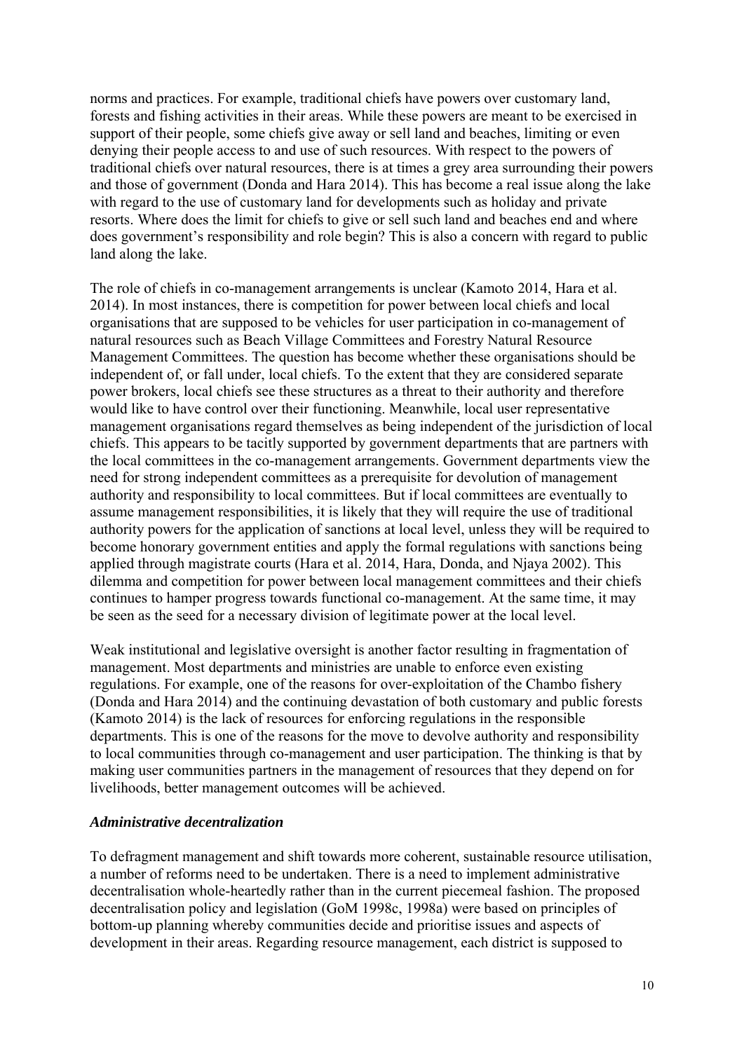norms and practices. For example, traditional chiefs have powers over customary land, forests and fishing activities in their areas. While these powers are meant to be exercised in support of their people, some chiefs give away or sell land and beaches, limiting or even denying their people access to and use of such resources. With respect to the powers of traditional chiefs over natural resources, there is at times a grey area surrounding their powers and those of government (Donda and Hara 2014). This has become a real issue along the lake with regard to the use of customary land for developments such as holiday and private resorts. Where does the limit for chiefs to give or sell such land and beaches end and where does government's responsibility and role begin? This is also a concern with regard to public land along the lake.

The role of chiefs in co-management arrangements is unclear (Kamoto 2014, Hara et al. 2014). In most instances, there is competition for power between local chiefs and local organisations that are supposed to be vehicles for user participation in co-management of natural resources such as Beach Village Committees and Forestry Natural Resource Management Committees. The question has become whether these organisations should be independent of, or fall under, local chiefs. To the extent that they are considered separate power brokers, local chiefs see these structures as a threat to their authority and therefore would like to have control over their functioning. Meanwhile, local user representative management organisations regard themselves as being independent of the jurisdiction of local chiefs. This appears to be tacitly supported by government departments that are partners with the local committees in the co-management arrangements. Government departments view the need for strong independent committees as a prerequisite for devolution of management authority and responsibility to local committees. But if local committees are eventually to assume management responsibilities, it is likely that they will require the use of traditional authority powers for the application of sanctions at local level, unless they will be required to become honorary government entities and apply the formal regulations with sanctions being applied through magistrate courts (Hara et al. 2014, Hara, Donda, and Njaya 2002). This dilemma and competition for power between local management committees and their chiefs continues to hamper progress towards functional co-management. At the same time, it may be seen as the seed for a necessary division of legitimate power at the local level.

Weak institutional and legislative oversight is another factor resulting in fragmentation of management. Most departments and ministries are unable to enforce even existing regulations. For example, one of the reasons for over-exploitation of the Chambo fishery (Donda and Hara 2014) and the continuing devastation of both customary and public forests (Kamoto 2014) is the lack of resources for enforcing regulations in the responsible departments. This is one of the reasons for the move to devolve authority and responsibility to local communities through co-management and user participation. The thinking is that by making user communities partners in the management of resources that they depend on for livelihoods, better management outcomes will be achieved.

### *Administrative decentralization*

To defragment management and shift towards more coherent, sustainable resource utilisation, a number of reforms need to be undertaken. There is a need to implement administrative decentralisation whole-heartedly rather than in the current piecemeal fashion. The proposed decentralisation policy and legislation (GoM 1998c, 1998a) were based on principles of bottom-up planning whereby communities decide and prioritise issues and aspects of development in their areas. Regarding resource management, each district is supposed to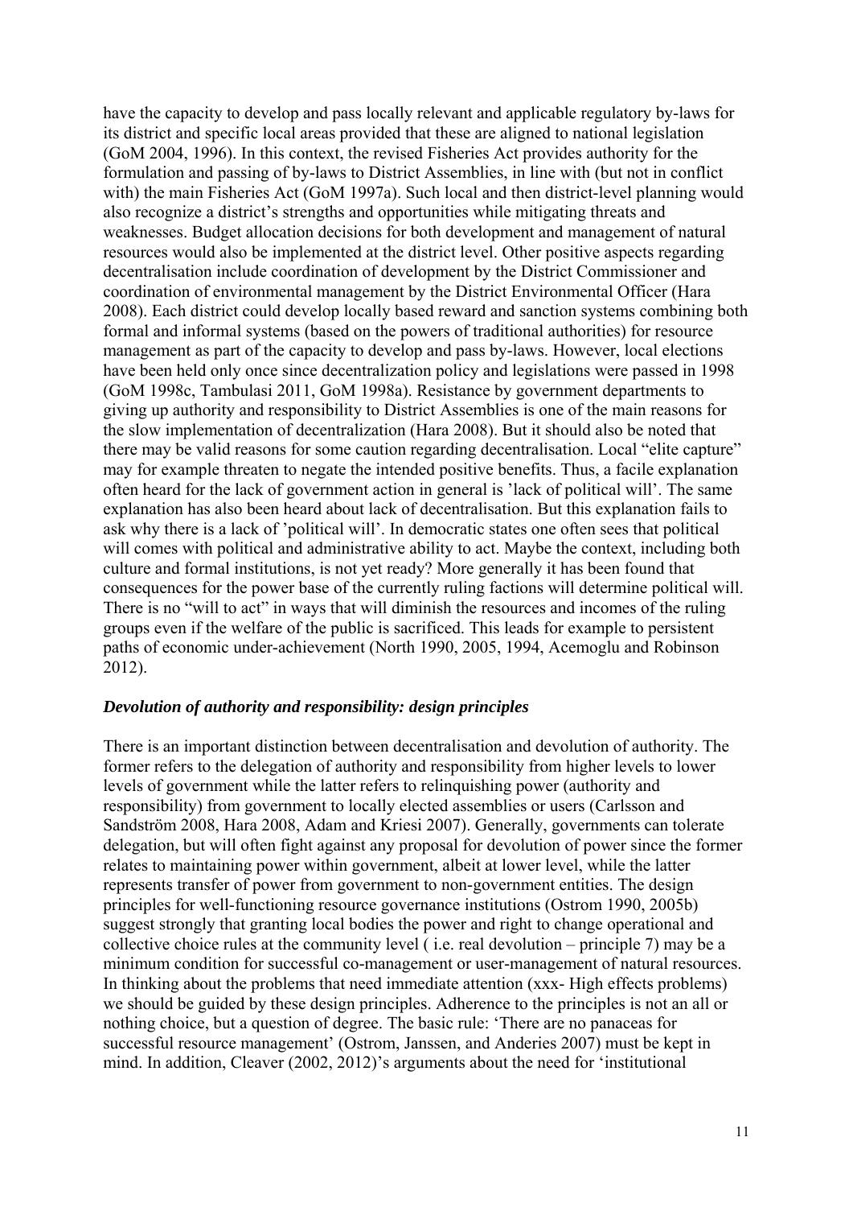have the capacity to develop and pass locally relevant and applicable regulatory by-laws for its district and specific local areas provided that these are aligned to national legislation (GoM 2004, 1996). In this context, the revised Fisheries Act provides authority for the formulation and passing of by-laws to District Assemblies, in line with (but not in conflict with) the main Fisheries Act (GoM 1997a). Such local and then district-level planning would also recognize a district's strengths and opportunities while mitigating threats and weaknesses. Budget allocation decisions for both development and management of natural resources would also be implemented at the district level. Other positive aspects regarding decentralisation include coordination of development by the District Commissioner and coordination of environmental management by the District Environmental Officer (Hara 2008). Each district could develop locally based reward and sanction systems combining both formal and informal systems (based on the powers of traditional authorities) for resource management as part of the capacity to develop and pass by-laws. However, local elections have been held only once since decentralization policy and legislations were passed in 1998 (GoM 1998c, Tambulasi 2011, GoM 1998a). Resistance by government departments to giving up authority and responsibility to District Assemblies is one of the main reasons for the slow implementation of decentralization (Hara 2008). But it should also be noted that there may be valid reasons for some caution regarding decentralisation. Local "elite capture" may for example threaten to negate the intended positive benefits. Thus, a facile explanation often heard for the lack of government action in general is 'lack of political will'. The same explanation has also been heard about lack of decentralisation. But this explanation fails to ask why there is a lack of 'political will'. In democratic states one often sees that political will comes with political and administrative ability to act. Maybe the context, including both culture and formal institutions, is not yet ready? More generally it has been found that consequences for the power base of the currently ruling factions will determine political will. There is no "will to act" in ways that will diminish the resources and incomes of the ruling groups even if the welfare of the public is sacrificed. This leads for example to persistent paths of economic under-achievement (North 1990, 2005, 1994, Acemoglu and Robinson 2012).

### *Devolution of authority and responsibility: design principles*

There is an important distinction between decentralisation and devolution of authority. The former refers to the delegation of authority and responsibility from higher levels to lower levels of government while the latter refers to relinquishing power (authority and responsibility) from government to locally elected assemblies or users (Carlsson and Sandström 2008, Hara 2008, Adam and Kriesi 2007). Generally, governments can tolerate delegation, but will often fight against any proposal for devolution of power since the former relates to maintaining power within government, albeit at lower level, while the latter represents transfer of power from government to non-government entities. The design principles for well-functioning resource governance institutions (Ostrom 1990, 2005b) suggest strongly that granting local bodies the power and right to change operational and collective choice rules at the community level ( i.e. real devolution – principle 7) may be a minimum condition for successful co-management or user-management of natural resources. In thinking about the problems that need immediate attention (xxx- High effects problems) we should be guided by these design principles. Adherence to the principles is not an all or nothing choice, but a question of degree. The basic rule: 'There are no panaceas for successful resource management' (Ostrom, Janssen, and Anderies 2007) must be kept in mind. In addition, Cleaver (2002, 2012)'s arguments about the need for 'institutional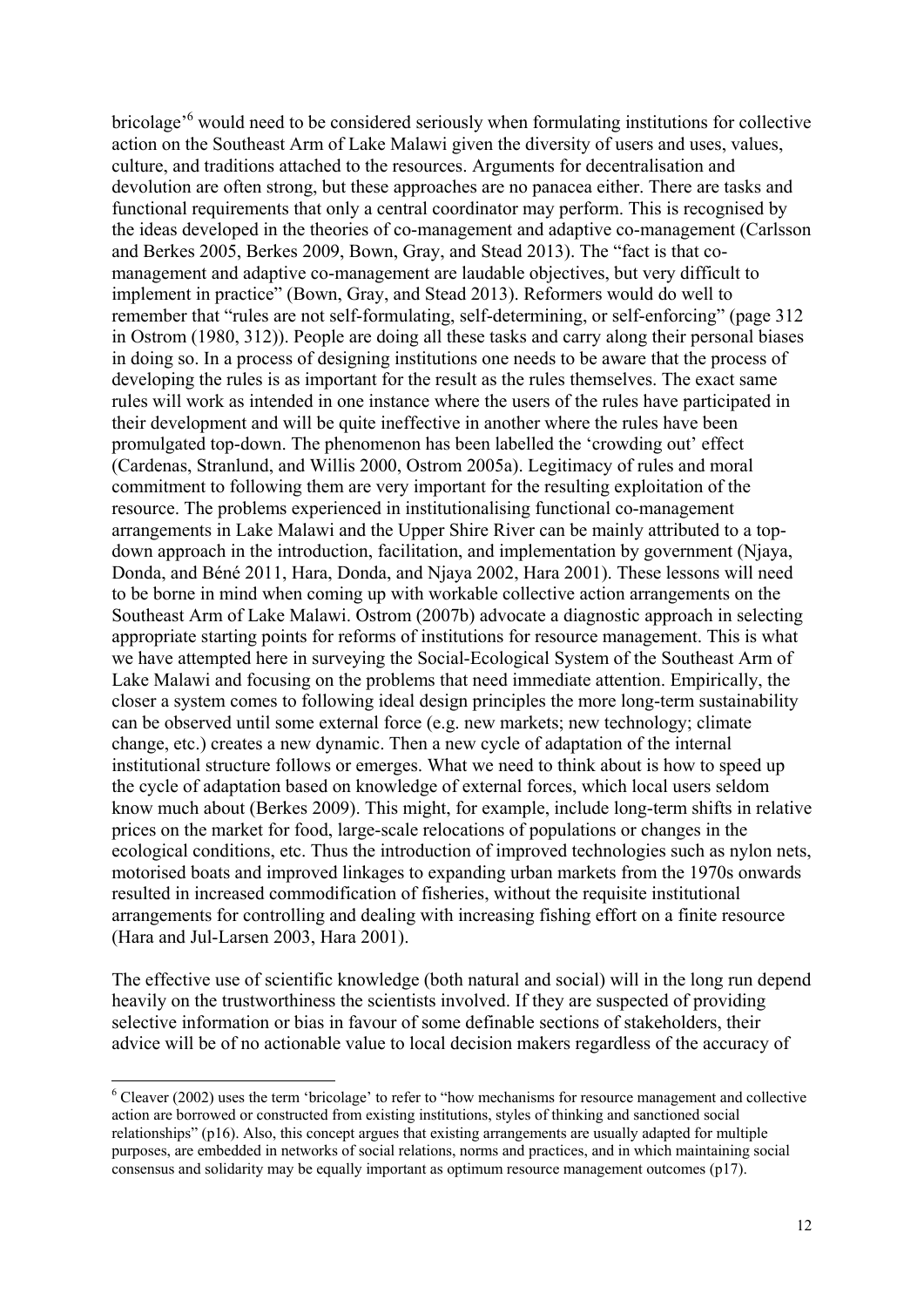bricolage'[6] would need to be considered seriously when formulating institutions for collective action on the Southeast Arm of Lake Malawi given the diversity of users and uses, values, culture, and traditions attached to the resources. Arguments for decentralisation and devolution are often strong, but these approaches are no panacea either. There are tasks and functional requirements that only a central coordinator may perform. This is recognised by the ideas developed in the theories of co-management and adaptive co-management (Carlsson and Berkes 2005, Berkes 2009, Bown, Gray, and Stead 2013). The "fact is that co-management and adaptive co-management are laudable objectives, but very difficult to implement in practice" (Bown, Gray, and Stead 2013). Reformers would do well to remember that "rules are not self-formulating, self-determining, or self-enforcing" (page 312 in Ostrom (1980, 312)). People are doing all these tasks and carry along their personal biases in doing so. In a process of designing institutions one needs to be aware that the process of developing the rules is as important for the result as the rules themselves. The exact same rules will work as intended in one instance where the users of the rules have participated in their development and will be quite ineffective in another where the rules have been promulgated top-down. The phenomenon has been labelled the 'crowding out' effect (Cardenas, Stranlund, and Willis 2000, Ostrom 2005a). Legitimacy of rules and moral commitment to following them are very important for the resulting exploitation of the resource. The problems experienced in institutionalising functional co-management arrangements in Lake Malawi and the Upper Shire River can be mainly attributed to a top-down approach in the introduction, facilitation, and implementation by government (Njaya, Donda, and Béné 2011, Hara, Donda, and Njaya 2002, Hara 2001). These lessons will need to be borne in mind when coming up with workable collective action arrangements on the Southeast Arm of Lake Malawi. Ostrom (2007b) advocate a diagnostic approach in selecting appropriate starting points for reforms of institutions for resource management. This is what we have attempted here in surveying the Social-Ecological System of the Southeast Arm of Lake Malawi and focusing on the problems that need immediate attention. Empirically, the closer a system comes to following ideal design principles the more long-term sustainability can be observed until some external force (e.g. new markets; new technology; climate change, etc.) creates a new dynamic. Then a new cycle of adaptation of the internal institutional structure follows or emerges. What we need to think about is how to speed up the cycle of adaptation based on knowledge of external forces, which local users seldom know much about (Berkes 2009). This might, for example, include long-term shifts in relative prices on the market for food, large-scale relocations of populations or changes in the ecological conditions, etc. Thus the introduction of improved technologies such as nylon nets, motorised boats and improved linkages to expanding urban markets from the 1970s onwards resulted in increased commodification of fisheries, without the requisite institutional arrangements for controlling and dealing with increasing fishing effort on a finite resource (Hara and Jul-Larsen 2003, Hara 2001).

The effective use of scientific knowledge (both natural and social) will in the long run depend heavily on the trustworthiness the scientists involved. If they are suspected of providing selective information or bias in favour of some definable sections of stakeholders, their advice will be of no actionable value to local decision makers regardless of the accuracy of

[6] Cleaver (2002) uses the term 'bricolage' to refer to "how mechanisms for resource management and collective action are borrowed or constructed from existing institutions, styles of thinking and sanctioned social relationships" (p16). Also, this concept argues that existing arrangements are usually adapted for multiple purposes, are embedded in networks of social relations, norms and practices, and in which maintaining social consensus and solidarity may be equally important as optimum resource management outcomes (p17).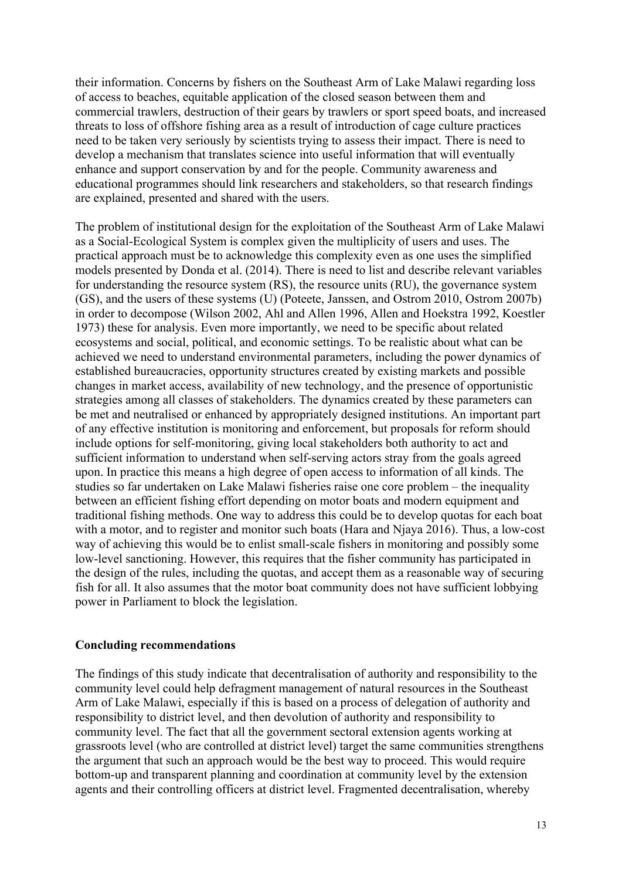their information. Concerns by fishers on the Southeast Arm of Lake Malawi regarding loss of access to beaches, equitable application of the closed season between them and commercial trawlers, destruction of their gears by trawlers or sport speed boats, and increased threats to loss of offshore fishing area as a result of introduction of cage culture practices need to be taken very seriously by scientists trying to assess their impact. There is need to develop a mechanism that translates science into useful information that will eventually enhance and support conservation by and for the people. Community awareness and educational programmes should link researchers and stakeholders, so that research findings are explained, presented and shared with the users.

The problem of institutional design for the exploitation of the Southeast Arm of Lake Malawi as a Social-Ecological System is complex given the multiplicity of users and uses. The practical approach must be to acknowledge this complexity even as one uses the simplified models presented by Donda et al. (2014). There is need to list and describe relevant variables for understanding the resource system (RS), the resource units (RU), the governance system (GS), and the users of these systems (U) (Poteete, Janssen, and Ostrom 2010, Ostrom 2007b) in order to decompose (Wilson 2002, Ahl and Allen 1996, Allen and Hoekstra 1992, Koestler 1973) these for analysis. Even more importantly, we need to be specific about related ecosystems and social, political, and economic settings. To be realistic about what can be achieved we need to understand environmental parameters, including the power dynamics of established bureaucracies, opportunity structures created by existing markets and possible changes in market access, availability of new technology, and the presence of opportunistic strategies among all classes of stakeholders. The dynamics created by these parameters can be met and neutralised or enhanced by appropriately designed institutions. An important part of any effective institution is monitoring and enforcement, but proposals for reform should include options for self-monitoring, giving local stakeholders both authority to act and sufficient information to understand when self-serving actors stray from the goals agreed upon. In practice this means a high degree of open access to information of all kinds. The studies so far undertaken on Lake Malawi fisheries raise one core problem – the inequality between an efficient fishing effort depending on motor boats and modern equipment and traditional fishing methods. One way to address this could be to develop quotas for each boat with a motor, and to register and monitor such boats (Hara and Njaya 2016). Thus, a low-cost way of achieving this would be to enlist small-scale fishers in monitoring and possibly some low-level sanctioning. However, this requires that the fisher community has participated in the design of the rules, including the quotas, and accept them as a reasonable way of securing fish for all. It also assumes that the motor boat community does not have sufficient lobbying power in Parliament to block the legislation.

## Concluding recommendations

The findings of this study indicate that decentralisation of authority and responsibility to the community level could help defragment management of natural resources in the Southeast Arm of Lake Malawi, especially if this is based on a process of delegation of authority and responsibility to district level, and then devolution of authority and responsibility to community level. The fact that all the government sectoral extension agents working at grassroots level (who are controlled at district level) target the same communities strengthens the argument that such an approach would be the best way to proceed. This would require bottom-up and transparent planning and coordination at community level by the extension agents and their controlling officers at district level. Fragmented decentralisation, whereby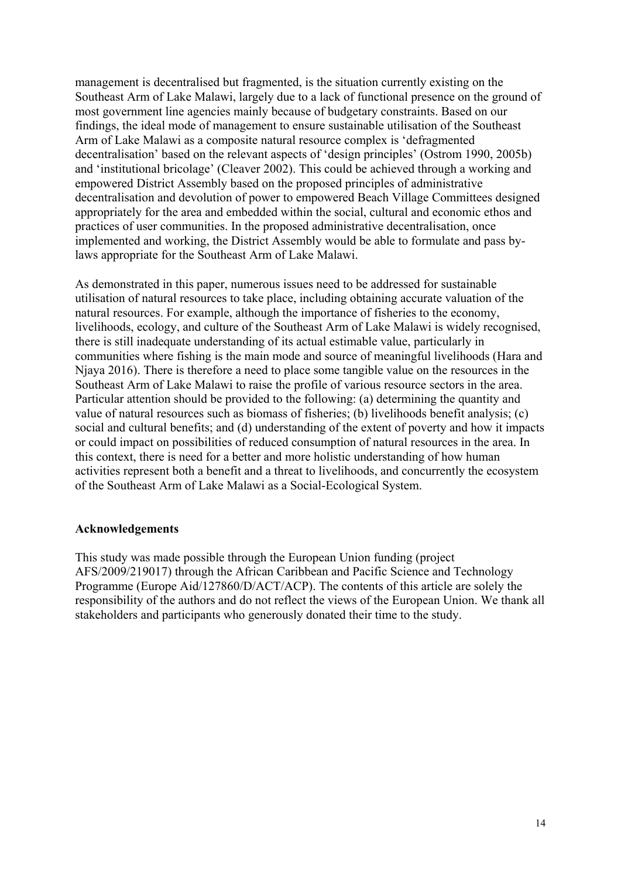management is decentralised but fragmented, is the situation currently existing on the Southeast Arm of Lake Malawi, largely due to a lack of functional presence on the ground of most government line agencies mainly because of budgetary constraints. Based on our findings, the ideal mode of management to ensure sustainable utilisation of the Southeast Arm of Lake Malawi as a composite natural resource complex is 'defragmented decentralisation' based on the relevant aspects of 'design principles' (Ostrom 1990, 2005b) and 'institutional bricolage' (Cleaver 2002). This could be achieved through a working and empowered District Assembly based on the proposed principles of administrative decentralisation and devolution of power to empowered Beach Village Committees designed appropriately for the area and embedded within the social, cultural and economic ethos and practices of user communities. In the proposed administrative decentralisation, once implemented and working, the District Assembly would be able to formulate and pass by-laws appropriate for the Southeast Arm of Lake Malawi.

As demonstrated in this paper, numerous issues need to be addressed for sustainable utilisation of natural resources to take place, including obtaining accurate valuation of the natural resources. For example, although the importance of fisheries to the economy, livelihoods, ecology, and culture of the Southeast Arm of Lake Malawi is widely recognised, there is still inadequate understanding of its actual estimable value, particularly in communities where fishing is the main mode and source of meaningful livelihoods (Hara and Njaya 2016). There is therefore a need to place some tangible value on the resources in the Southeast Arm of Lake Malawi to raise the profile of various resource sectors in the area. Particular attention should be provided to the following: (a) determining the quantity and value of natural resources such as biomass of fisheries; (b) livelihoods benefit analysis; (c) social and cultural benefits; and (d) understanding of the extent of poverty and how it impacts or could impact on possibilities of reduced consumption of natural resources in the area. In this context, there is need for a better and more holistic understanding of how human activities represent both a benefit and a threat to livelihoods, and concurrently the ecosystem of the Southeast Arm of Lake Malawi as a Social-Ecological System.

## Acknowledgements

This study was made possible through the European Union funding (project AFS/2009/219017) through the African Caribbean and Pacific Science and Technology Programme (Europe Aid/127860/D/ACT/ACP). The contents of this article are solely the responsibility of the authors and do not reflect the views of the European Union. We thank all stakeholders and participants who generously donated their time to the study.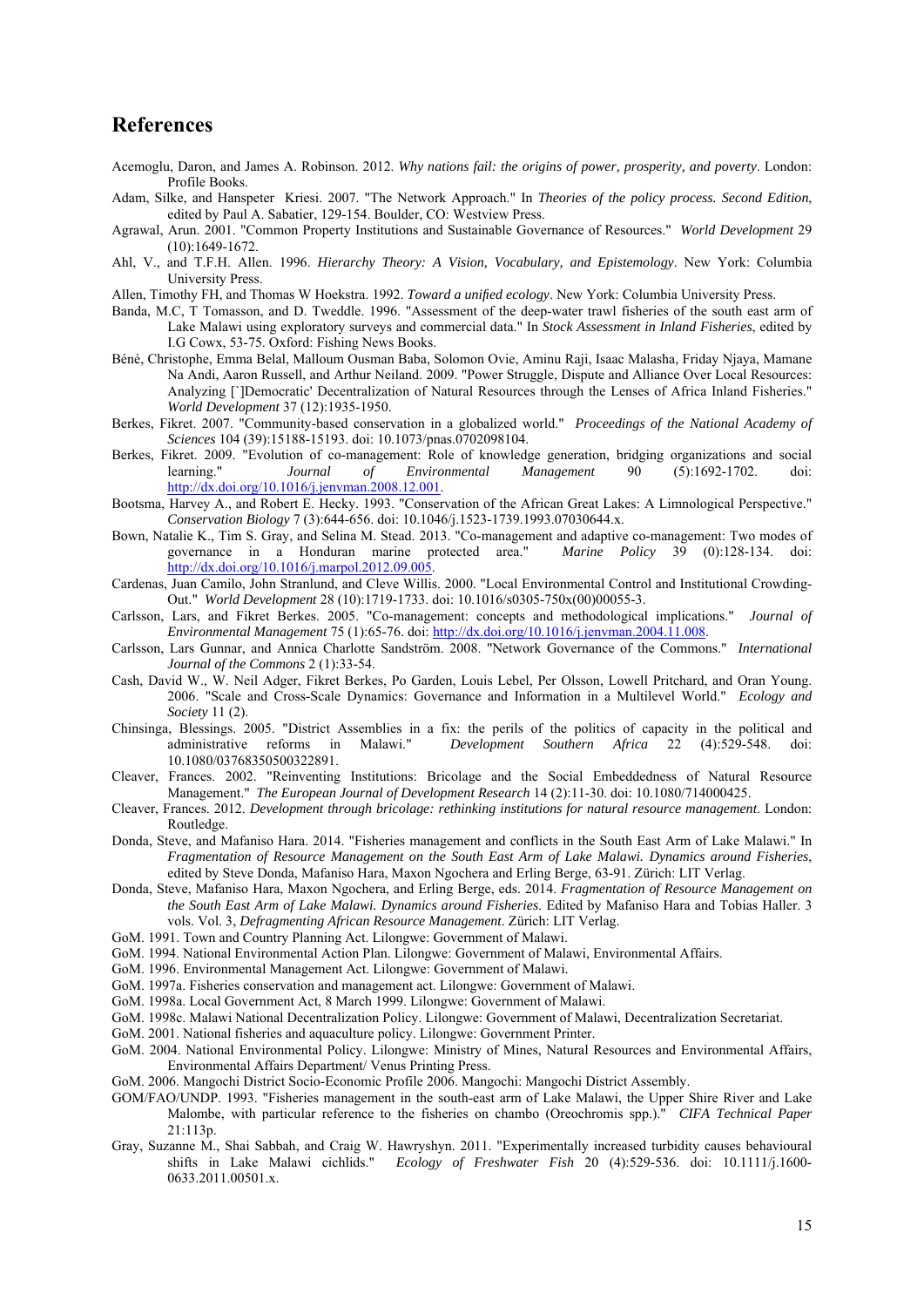# References

Acemoglu, Daron, and James A. Robinson. 2012. *Why nations fail: the origins of power, prosperity, and poverty*. London: Profile Books.

Adam, Silke, and Hanspeter Kriesi. 2007. "The Network Approach." In *Theories of the policy process. Second Edition*, edited by Paul A. Sabatier, 129-154. Boulder, CO: Westview Press.

Agrawal, Arun. 2001. "Common Property Institutions and Sustainable Governance of Resources." *World Development* 29 (10):1649-1672.

Ahl, V., and T.F.H. Allen. 1996. *Hierarchy Theory: A Vision, Vocabulary, and Epistemology*. New York: Columbia University Press.

Allen, Timothy FH, and Thomas W Hoekstra. 1992. *Toward a unified ecology*. New York: Columbia University Press.

Banda, M.C, T Tomasson, and D. Tweddle. 1996. "Assessment of the deep-water trawl fisheries of the south east arm of Lake Malawi using exploratory surveys and commercial data." In *Stock Assessment in Inland Fisheries*, edited by I.G Cowx, 53-75. Oxford: Fishing News Books.

Béné, Christophe, Emma Belal, Malloum Ousman Baba, Solomon Ovie, Aminu Raji, Isaac Malasha, Friday Njaya, Mamane Na Andi, Aaron Russell, and Arthur Neiland. 2009. "Power Struggle, Dispute and Alliance Over Local Resources: Analyzing [`]Democratic' Decentralization of Natural Resources through the Lenses of Africa Inland Fisheries." *World Development* 37 (12):1935-1950.

Berkes, Fikret. 2007. "Community-based conservation in a globalized world." *Proceedings of the National Academy of Sciences* 104 (39):15188-15193. doi: 10.1073/pnas.0702098104.

Berkes, Fikret. 2009. "Evolution of co-management: Role of knowledge generation, bridging organizations and social learning." *Journal of Environmental Management* 90 (5):1692-1702. doi: http://dx.doi.org/10.1016/j.jenvman.2008.12.001.

Bootsma, Harvey A., and Robert E. Hecky. 1993. "Conservation of the African Great Lakes: A Limnological Perspective." *Conservation Biology* 7 (3):644-656. doi: 10.1046/j.1523-1739.1993.07030644.x.

Bown, Natalie K., Tim S. Gray, and Selina M. Stead. 2013. "Co-management and adaptive co-management: Two modes of governance in a Honduran marine protected area." *Marine Policy* 39 (0):128-134. doi: http://dx.doi.org/10.1016/j.marpol.2012.09.005.

Cardenas, Juan Camilo, John Stranlund, and Cleve Willis. 2000. "Local Environmental Control and Institutional Crowding-Out." *World Development* 28 (10):1719-1733. doi: 10.1016/s0305-750x(00)00055-3.

Carlsson, Lars, and Fikret Berkes. 2005. "Co-management: concepts and methodological implications." *Journal of Environmental Management* 75 (1):65-76. doi: http://dx.doi.org/10.1016/j.jenvman.2004.11.008.

Carlsson, Lars Gunnar, and Annica Charlotte Sandström. 2008. "Network Governance of the Commons." *International Journal of the Commons* 2 (1):33-54.

Cash, David W., W. Neil Adger, Fikret Berkes, Po Garden, Louis Lebel, Per Olsson, Lowell Pritchard, and Oran Young. 2006. "Scale and Cross-Scale Dynamics: Governance and Information in a Multilevel World." *Ecology and Society* 11 (2).

Chinsinga, Blessings. 2005. "District Assemblies in a fix: the perils of the politics of capacity in the political and administrative reforms in Malawi." *Development Southern Africa* 22 (4):529-548. doi: 10.1080/03768350500322891.

Cleaver, Frances. 2002. "Reinventing Institutions: Bricolage and the Social Embeddedness of Natural Resource Management." *The European Journal of Development Research* 14 (2):11-30. doi: 10.1080/714000425.

Cleaver, Frances. 2012. *Development through bricolage: rethinking institutions for natural resource management*. London: Routledge.

Donda, Steve, and Mafaniso Hara. 2014. "Fisheries management and conflicts in the South East Arm of Lake Malawi." In *Fragmentation of Resource Management on the South East Arm of Lake Malawi. Dynamics around Fisheries*, edited by Steve Donda, Mafaniso Hara, Maxon Ngochera and Erling Berge, 63-91. Zürich: LIT Verlag.

Donda, Steve, Mafaniso Hara, Maxon Ngochera, and Erling Berge, eds. 2014. *Fragmentation of Resource Management on the South East Arm of Lake Malawi. Dynamics around Fisheries*. Edited by Mafaniso Hara and Tobias Haller. 3 vols. Vol. 3, *Defragmenting African Resource Management*. Zürich: LIT Verlag.

GoM. 1991. Town and Country Planning Act. Lilongwe: Government of Malawi.

GoM. 1994. National Environmental Action Plan. Lilongwe: Government of Malawi, Environmental Affairs.

GoM. 1996. Environmental Management Act. Lilongwe: Government of Malawi.

GoM. 1997a. Fisheries conservation and management act. Lilongwe: Government of Malawi.

GoM. 1998a. Local Government Act, 8 March 1999. Lilongwe: Government of Malawi.

GoM. 1998c. Malawi National Decentralization Policy. Lilongwe: Government of Malawi, Decentralization Secretariat.

GoM. 2001. National fisheries and aquaculture policy. Lilongwe: Government Printer.

GoM. 2004. National Environmental Policy. Lilongwe: Ministry of Mines, Natural Resources and Environmental Affairs, Environmental Affairs Department/ Venus Printing Press.

GoM. 2006. Mangochi District Socio-Economic Profile 2006. Mangochi: Mangochi District Assembly.

GOM/FAO/UNDP. 1993. "Fisheries management in the south-east arm of Lake Malawi, the Upper Shire River and Lake Malombe, with particular reference to the fisheries on chambo (Oreochromis spp.)." *CIFA Technical Paper* 21:113p.

Gray, Suzanne M., Shai Sabbah, and Craig W. Hawryshyn. 2011. "Experimentally increased turbidity causes behavioural shifts in Lake Malawi cichlids." *Ecology of Freshwater Fish* 20 (4):529-536. doi: 10.1111/j.1600-0633.2011.00501.x.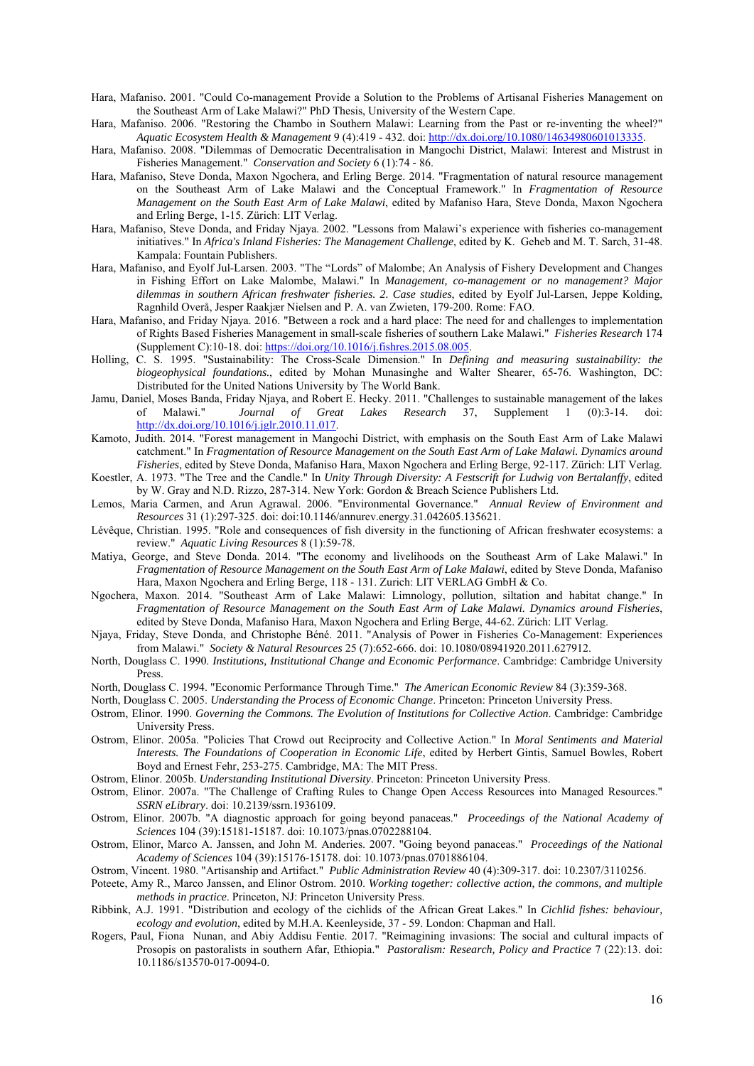Hara, Mafaniso. 2001. "Could Co-management Provide a Solution to the Problems of Artisanal Fisheries Management on the Southeast Arm of Lake Malawi?" PhD Thesis, University of the Western Cape.

Hara, Mafaniso. 2006. "Restoring the Chambo in Southern Malawi: Learning from the Past or re-inventing the wheel?" *Aquatic Ecosystem Health & Management* 9 (4):419 - 432. doi: http://dx.doi.org/10.1080/14634980601013335.

Hara, Mafaniso. 2008. "Dilemmas of Democratic Decentralisation in Mangochi District, Malawi: Interest and Mistrust in Fisheries Management." *Conservation and Society* 6 (1):74 - 86.

Hara, Mafaniso, Steve Donda, Maxon Ngochera, and Erling Berge. 2014. "Fragmentation of natural resource management on the Southeast Arm of Lake Malawi and the Conceptual Framework." In *Fragmentation of Resource Management on the South East Arm of Lake Malawi*, edited by Mafaniso Hara, Steve Donda, Maxon Ngochera and Erling Berge, 1-15. Zürich: LIT Verlag.

Hara, Mafaniso, Steve Donda, and Friday Njaya. 2002. "Lessons from Malawi's experience with fisheries co-management initiatives." In *Africa's Inland Fisheries: The Management Challenge*, edited by K. Geheb and M. T. Sarch, 31-48. Kampala: Fountain Publishers.

Hara, Mafaniso, and Eyolf Jul-Larsen. 2003. "The "Lords" of Malombe; An Analysis of Fishery Development and Changes in Fishing Effort on Lake Malombe, Malawi." In *Management, co-management or no management? Major dilemmas in southern African freshwater fisheries. 2. Case studies*, edited by Eyolf Jul-Larsen, Jeppe Kolding, Ragnhild Overå, Jesper Raakjær Nielsen and P. A. van Zwieten, 179-200. Rome: FAO.

Hara, Mafaniso, and Friday Njaya. 2016. "Between a rock and a hard place: The need for and challenges to implementation of Rights Based Fisheries Management in small-scale fisheries of southern Lake Malawi." *Fisheries Research* 174 (Supplement C):10-18. doi: https://doi.org/10.1016/j.fishres.2015.08.005.

Holling, C. S. 1995. "Sustainability: The Cross-Scale Dimension." In *Defining and measuring sustainability: the biogeophysical foundations.*, edited by Mohan Munasinghe and Walter Shearer, 65-76. Washington, DC: Distributed for the United Nations University by The World Bank.

Jamu, Daniel, Moses Banda, Friday Njaya, and Robert E. Hecky. 2011. "Challenges to sustainable management of the lakes of Malawi." *Journal of Great Lakes Research* 37, Supplement 1 (0):3-14. doi: http://dx.doi.org/10.1016/j.jglr.2010.11.017.

Kamoto, Judith. 2014. "Forest management in Mangochi District, with emphasis on the South East Arm of Lake Malawi catchment." In *Fragmentation of Resource Management on the South East Arm of Lake Malawi. Dynamics around Fisheries*, edited by Steve Donda, Mafaniso Hara, Maxon Ngochera and Erling Berge, 92-117. Zürich: LIT Verlag.

Koestler, A. 1973. "The Tree and the Candle." In *Unity Through Diversity: A Festscrift for Ludwig von Bertalanffy*, edited by W. Gray and N.D. Rizzo, 287-314. New York: Gordon & Breach Science Publishers Ltd.

Lemos, Maria Carmen, and Arun Agrawal. 2006. "Environmental Governance." *Annual Review of Environment and Resources* 31 (1):297-325. doi: doi:10.1146/annurev.energy.31.042605.135621.

Lévêque, Christian. 1995. "Role and consequences of fish diversity in the functioning of African freshwater ecosystems: a review." *Aquatic Living Resources* 8 (1):59-78.

Matiya, George, and Steve Donda. 2014. "The economy and livelihoods on the Southeast Arm of Lake Malawi." In *Fragmentation of Resource Management on the South East Arm of Lake Malawi*, edited by Steve Donda, Mafaniso Hara, Maxon Ngochera and Erling Berge, 118 - 131. Zurich: LIT VERLAG GmbH & Co.

Ngochera, Maxon. 2014. "Southeast Arm of Lake Malawi: Limnology, pollution, siltation and habitat change." In *Fragmentation of Resource Management on the South East Arm of Lake Malawi. Dynamics around Fisheries*, edited by Steve Donda, Mafaniso Hara, Maxon Ngochera and Erling Berge, 44-62. Zürich: LIT Verlag.

Njaya, Friday, Steve Donda, and Christophe Béné. 2011. "Analysis of Power in Fisheries Co-Management: Experiences from Malawi." *Society & Natural Resources* 25 (7):652-666. doi: 10.1080/08941920.2011.627912.

North, Douglass C. 1990. *Institutions, Institutional Change and Economic Performance*. Cambridge: Cambridge University Press.

North, Douglass C. 1994. "Economic Performance Through Time." *The American Economic Review* 84 (3):359-368.

North, Douglass C. 2005. *Understanding the Process of Economic Change*. Princeton: Princeton University Press.

Ostrom, Elinor. 1990. *Governing the Commons. The Evolution of Institutions for Collective Action*. Cambridge: Cambridge University Press.

Ostrom, Elinor. 2005a. "Policies That Crowd out Reciprocity and Collective Action." In *Moral Sentiments and Material Interests. The Foundations of Cooperation in Economic Life*, edited by Herbert Gintis, Samuel Bowles, Robert Boyd and Ernest Fehr, 253-275. Cambridge, MA: The MIT Press.

Ostrom, Elinor. 2005b. *Understanding Institutional Diversity*. Princeton: Princeton University Press.

Ostrom, Elinor. 2007a. "The Challenge of Crafting Rules to Change Open Access Resources into Managed Resources." *SSRN eLibrary*. doi: 10.2139/ssrn.1936109.

Ostrom, Elinor. 2007b. "A diagnostic approach for going beyond panaceas." *Proceedings of the National Academy of Sciences* 104 (39):15181-15187. doi: 10.1073/pnas.0702288104.

Ostrom, Elinor, Marco A. Janssen, and John M. Anderies. 2007. "Going beyond panaceas." *Proceedings of the National Academy of Sciences* 104 (39):15176-15178. doi: 10.1073/pnas.0701886104.

Ostrom, Vincent. 1980. "Artisanship and Artifact." *Public Administration Review* 40 (4):309-317. doi: 10.2307/3110256.

Poteete, Amy R., Marco Janssen, and Elinor Ostrom. 2010. *Working together: collective action, the commons, and multiple methods in practice*. Princeton, NJ: Princeton University Press.

Ribbink, A.J. 1991. "Distribution and ecology of the cichlids of the African Great Lakes." In *Cichlid fishes: behaviour, ecology and evolution*, edited by M.H.A. Keenleyside, 37 - 59. London: Chapman and Hall.

Rogers, Paul, Fiona Nunan, and Abiy Addisu Fentie. 2017. "Reimagining invasions: The social and cultural impacts of Prosopis on pastoralists in southern Afar, Ethiopia." *Pastoralism: Research, Policy and Practice* 7 (22):13. doi: 10.1186/s13570-017-0094-0.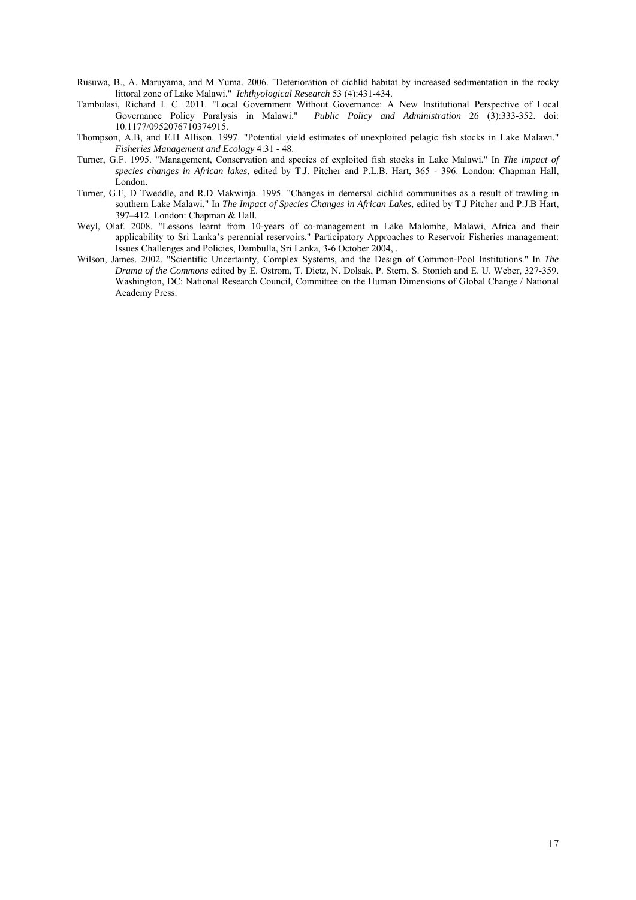Rusuwa, B., A. Maruyama, and M Yuma. 2006. "Deterioration of cichlid habitat by increased sedimentation in the rocky littoral zone of Lake Malawi." *Ichthyological Research* 53 (4):431-434.

Tambulasi, Richard I. C. 2011. "Local Government Without Governance: A New Institutional Perspective of Local Governance Policy Paralysis in Malawi." *Public Policy and Administration* 26 (3):333-352. doi: 10.1177/0952076710374915.

Thompson, A.B, and E.H Allison. 1997. "Potential yield estimates of unexploited pelagic fish stocks in Lake Malawi." *Fisheries Management and Ecology* 4:31 - 48.

Turner, G.F. 1995. "Management, Conservation and species of exploited fish stocks in Lake Malawi." In *The impact of species changes in African lakes*, edited by T.J. Pitcher and P.L.B. Hart, 365 - 396. London: Chapman Hall, London.

Turner, G.F, D Tweddle, and R.D Makwinja. 1995. "Changes in demersal cichlid communities as a result of trawling in southern Lake Malawi." In *The Impact of Species Changes in African Lakes*, edited by T.J Pitcher and P.J.B Hart, 397–412. London: Chapman & Hall.

Weyl, Olaf. 2008. "Lessons learnt from 10-years of co-management in Lake Malombe, Malawi, Africa and their applicability to Sri Lanka's perennial reservoirs." Participatory Approaches to Reservoir Fisheries management: Issues Challenges and Policies, Dambulla, Sri Lanka, 3-6 October 2004, .

Wilson, James. 2002. "Scientific Uncertainty, Complex Systems, and the Design of Common-Pool Institutions." In *The Drama of the Commons* edited by E. Ostrom, T. Dietz, N. Dolsak, P. Stern, S. Stonich and E. U. Weber, 327-359. Washington, DC: National Research Council, Committee on the Human Dimensions of Global Change / National Academy Press.